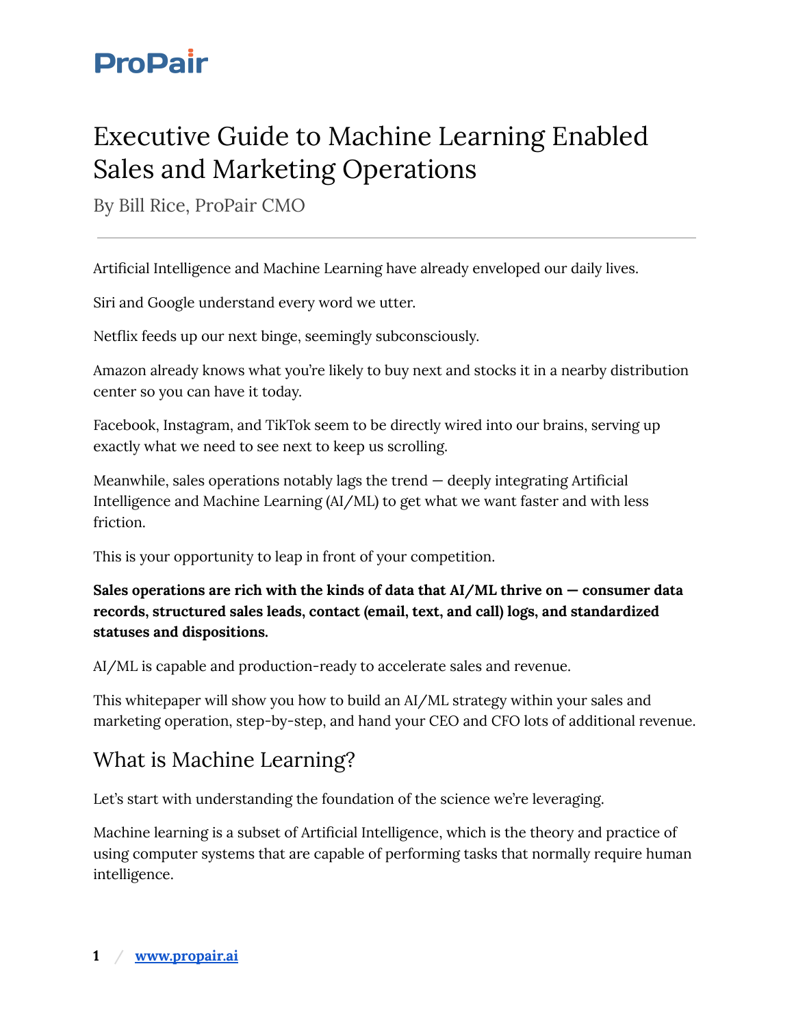ProPair

# Executive Guide to Machine Learning Enabled Sales and Marketing Operations

By Bill Rice, ProPair CMO

---

Artificial Intelligence and Machine Learning have already enveloped our daily lives.

Siri and Google understand every word we utter.

Netflix feeds up our next binge, seemingly subconsciously.

Amazon already knows what you're likely to buy next and stocks it in a nearby distribution center so you can have it today.

Facebook, Instagram, and TikTok seem to be directly wired into our brains, serving up exactly what we need to see next to keep us scrolling.

Meanwhile, sales operations notably lags the trend — deeply integrating Artificial Intelligence and Machine Learning (AI/ML) to get what we want faster and with less friction.

This is your opportunity to leap in front of your competition.

**Sales operations are rich with the kinds of data that AI/ML thrive on — consumer data records, structured sales leads, contact (email, text, and call) logs, and standardized statuses and dispositions.**

AI/ML is capable and production-ready to accelerate sales and revenue.

This whitepaper will show you how to build an AI/ML strategy within your sales and marketing operation, step-by-step, and hand your CEO and CFO lots of additional revenue.

## What is Machine Learning?

Let's start with understanding the foundation of the science we're leveraging.

Machine learning is a subset of Artificial Intelligence, which is the theory and practice of using computer systems that are capable of performing tasks that normally require human intelligence.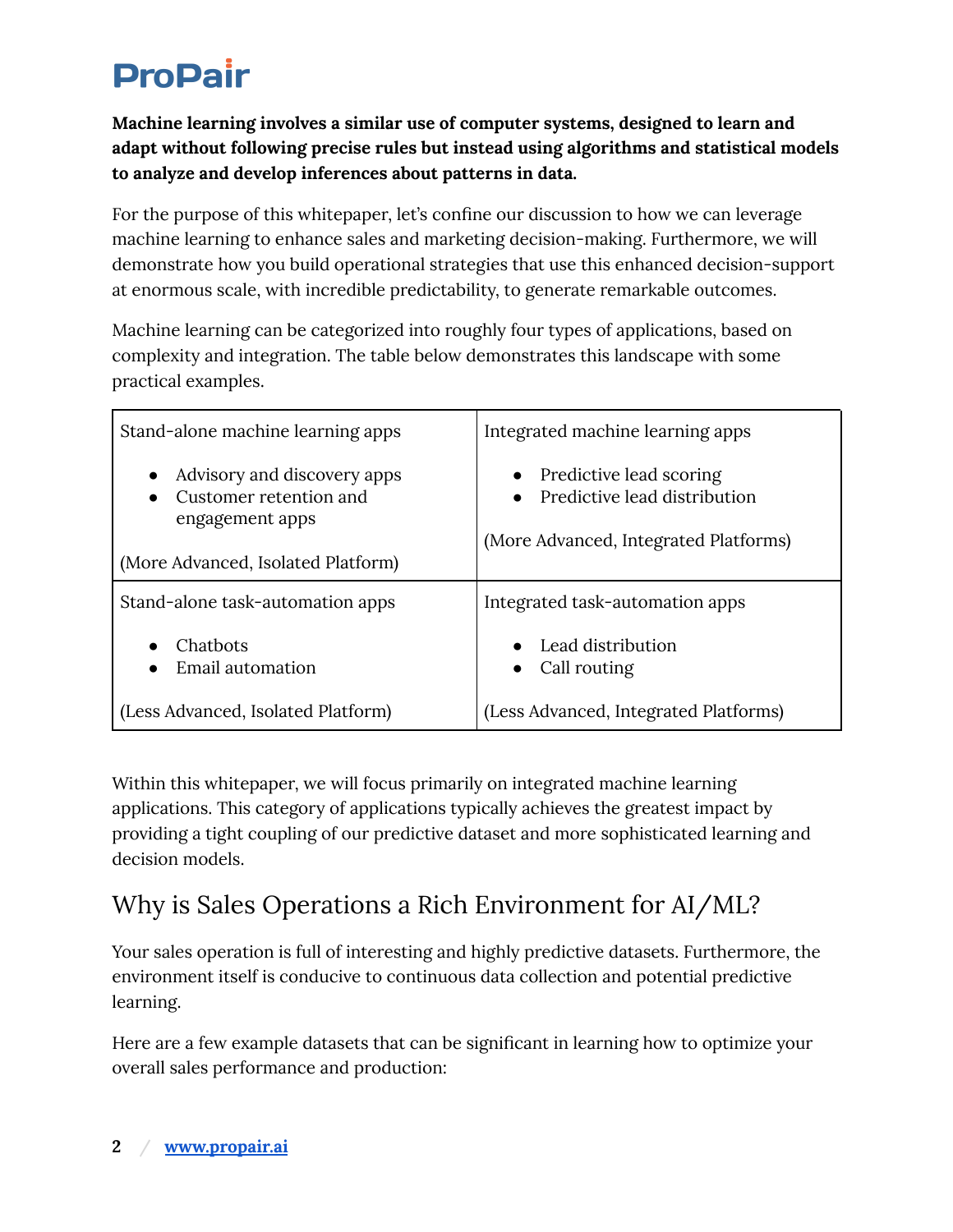**Machine learning involves a similar use of computer systems, designed to learn and adapt without following precise rules but instead using algorithms and statistical models to analyze and develop inferences about patterns in data.**

For the purpose of this whitepaper, let's confine our discussion to how we can leverage machine learning to enhance sales and marketing decision-making. Furthermore, we will demonstrate how you build operational strategies that use this enhanced decision-support at enormous scale, with incredible predictability, to generate remarkable outcomes.

Machine learning can be categorized into roughly four types of applications, based on complexity and integration. The table below demonstrates this landscape with some practical examples.

| | |
|---|---|
| Stand-alone machine learning apps<br><br>• Advisory and discovery apps<br>• Customer retention and engagement apps<br><br>(More Advanced, Isolated Platform) | Integrated machine learning apps<br><br>• Predictive lead scoring<br>• Predictive lead distribution<br><br>(More Advanced, Integrated Platforms) |
| Stand-alone task-automation apps<br><br>• Chatbots<br>• Email automation<br><br>(Less Advanced, Isolated Platform) | Integrated task-automation apps<br><br>• Lead distribution<br>• Call routing<br><br>(Less Advanced, Integrated Platforms) |

Within this whitepaper, we will focus primarily on integrated machine learning applications. This category of applications typically achieves the greatest impact by providing a tight coupling of our predictive dataset and more sophisticated learning and decision models.

## Why is Sales Operations a Rich Environment for AI/ML?

Your sales operation is full of interesting and highly predictive datasets. Furthermore, the environment itself is conducive to continuous data collection and potential predictive learning.

Here are a few example datasets that can be significant in learning how to optimize your overall sales performance and production: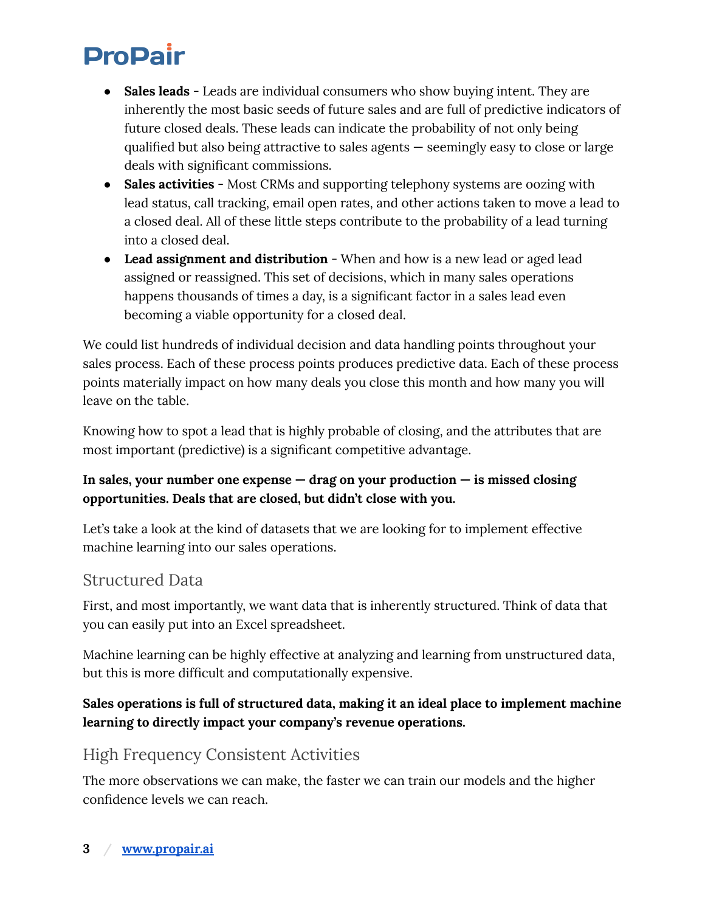- **Sales leads** - Leads are individual consumers who show buying intent. They are inherently the most basic seeds of future sales and are full of predictive indicators of future closed deals. These leads can indicate the probability of not only being qualified but also being attractive to sales agents — seemingly easy to close or large deals with significant commissions.
- **Sales activities** - Most CRMs and supporting telephony systems are oozing with lead status, call tracking, email open rates, and other actions taken to move a lead to a closed deal. All of these little steps contribute to the probability of a lead turning into a closed deal.
- **Lead assignment and distribution** - When and how is a new lead or aged lead assigned or reassigned. This set of decisions, which in many sales operations happens thousands of times a day, is a significant factor in a sales lead even becoming a viable opportunity for a closed deal.

We could list hundreds of individual decision and data handling points throughout your sales process. Each of these process points produces predictive data. Each of these process points materially impact on how many deals you close this month and how many you will leave on the table.

Knowing how to spot a lead that is highly probable of closing, and the attributes that are most important (predictive) is a significant competitive advantage.

**In sales, your number one expense — drag on your production — is missed closing opportunities. Deals that are closed, but didn't close with you.**

Let's take a look at the kind of datasets that we are looking for to implement effective machine learning into our sales operations.

## Structured Data

First, and most importantly, we want data that is inherently structured. Think of data that you can easily put into an Excel spreadsheet.

Machine learning can be highly effective at analyzing and learning from unstructured data, but this is more difficult and computationally expensive.

**Sales operations is full of structured data, making it an ideal place to implement machine learning to directly impact your company's revenue operations.**

## High Frequency Consistent Activities

The more observations we can make, the faster we can train our models and the higher confidence levels we can reach.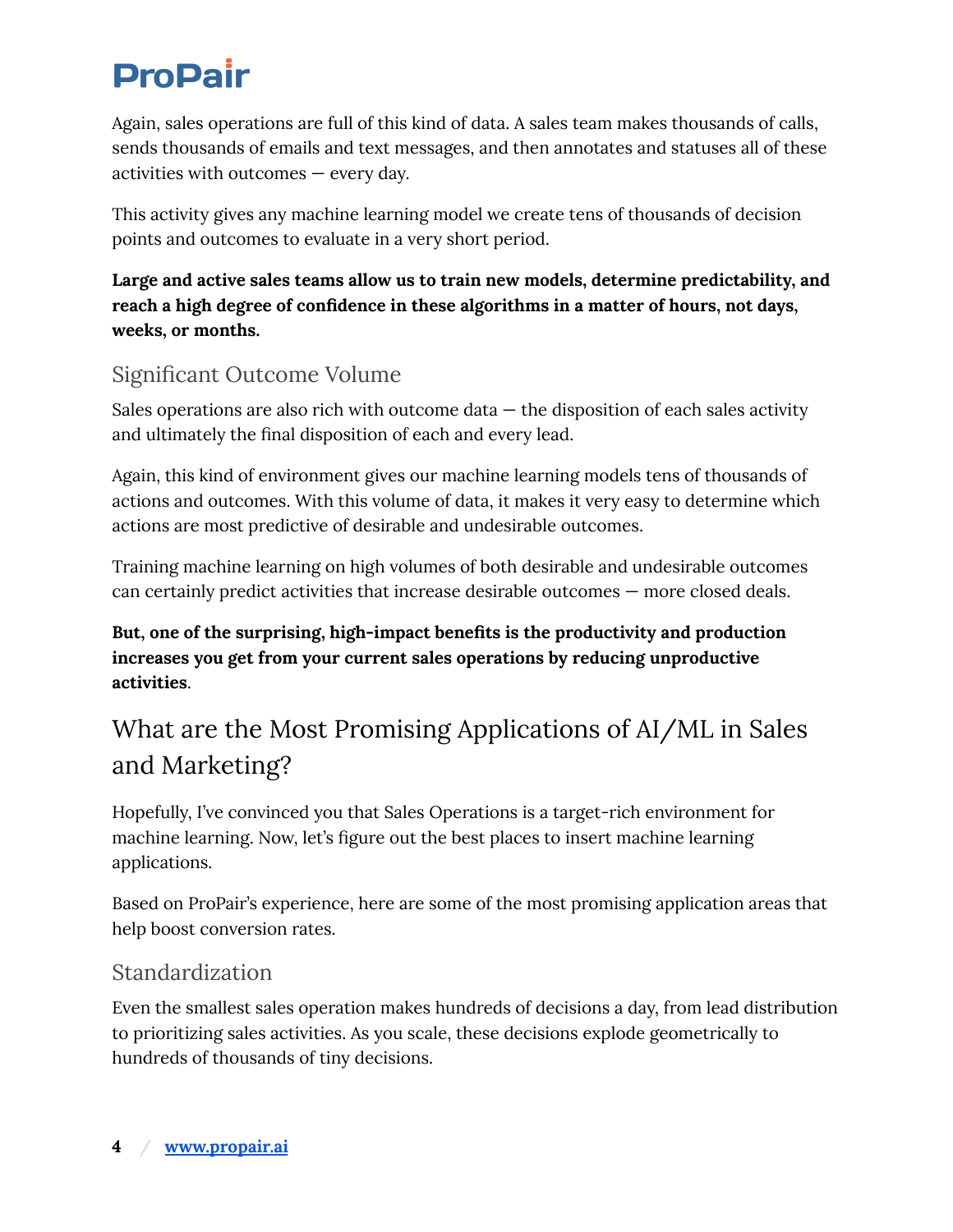Again, sales operations are full of this kind of data. A sales team makes thousands of calls, sends thousands of emails and text messages, and then annotates and statuses all of these activities with outcomes — every day.

This activity gives any machine learning model we create tens of thousands of decision points and outcomes to evaluate in a very short period.

**Large and active sales teams allow us to train new models, determine predictability, and reach a high degree of confidence in these algorithms in a matter of hours, not days, weeks, or months.**

### Significant Outcome Volume

Sales operations are also rich with outcome data — the disposition of each sales activity and ultimately the final disposition of each and every lead.

Again, this kind of environment gives our machine learning models tens of thousands of actions and outcomes. With this volume of data, it makes it very easy to determine which actions are most predictive of desirable and undesirable outcomes.

Training machine learning on high volumes of both desirable and undesirable outcomes can certainly predict activities that increase desirable outcomes — more closed deals.

**But, one of the surprising, high-impact benefits is the productivity and production increases you get from your current sales operations by reducing unproductive activities**.

## What are the Most Promising Applications of AI/ML in Sales and Marketing?

Hopefully, I've convinced you that Sales Operations is a target-rich environment for machine learning. Now, let's figure out the best places to insert machine learning applications.

Based on ProPair's experience, here are some of the most promising application areas that help boost conversion rates.

### Standardization

Even the smallest sales operation makes hundreds of decisions a day, from lead distribution to prioritizing sales activities. As you scale, these decisions explode geometrically to hundreds of thousands of tiny decisions.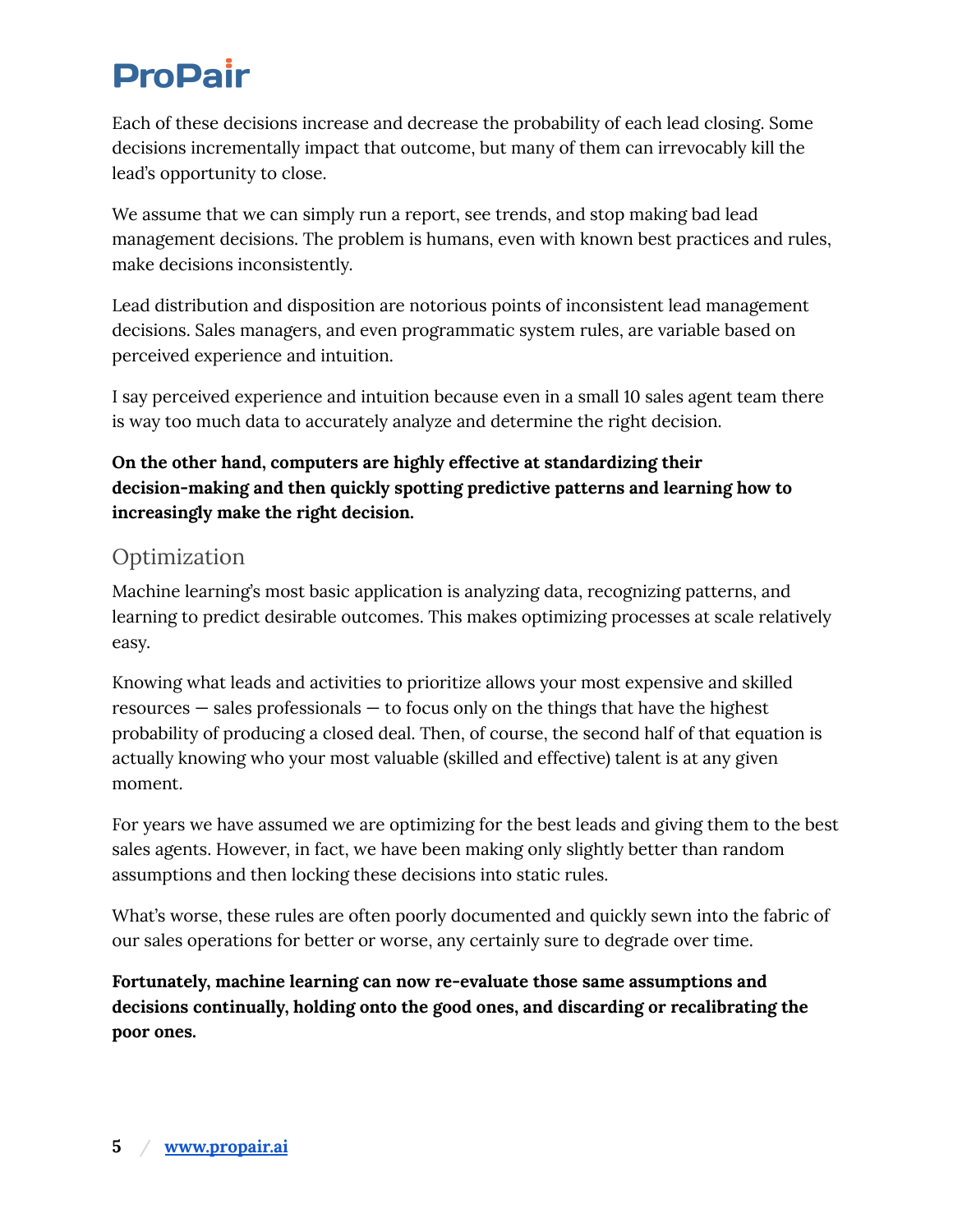Each of these decisions increase and decrease the probability of each lead closing. Some decisions incrementally impact that outcome, but many of them can irrevocably kill the lead's opportunity to close.

We assume that we can simply run a report, see trends, and stop making bad lead management decisions. The problem is humans, even with known best practices and rules, make decisions inconsistently.

Lead distribution and disposition are notorious points of inconsistent lead management decisions. Sales managers, and even programmatic system rules, are variable based on perceived experience and intuition.

I say perceived experience and intuition because even in a small 10 sales agent team there is way too much data to accurately analyze and determine the right decision.

**On the other hand, computers are highly effective at standardizing their decision-making and then quickly spotting predictive patterns and learning how to increasingly make the right decision.**

## Optimization

Machine learning's most basic application is analyzing data, recognizing patterns, and learning to predict desirable outcomes. This makes optimizing processes at scale relatively easy.

Knowing what leads and activities to prioritize allows your most expensive and skilled resources — sales professionals — to focus only on the things that have the highest probability of producing a closed deal. Then, of course, the second half of that equation is actually knowing who your most valuable (skilled and effective) talent is at any given moment.

For years we have assumed we are optimizing for the best leads and giving them to the best sales agents. However, in fact, we have been making only slightly better than random assumptions and then locking these decisions into static rules.

What's worse, these rules are often poorly documented and quickly sewn into the fabric of our sales operations for better or worse, any certainly sure to degrade over time.

**Fortunately, machine learning can now re-evaluate those same assumptions and decisions continually, holding onto the good ones, and discarding or recalibrating the poor ones.**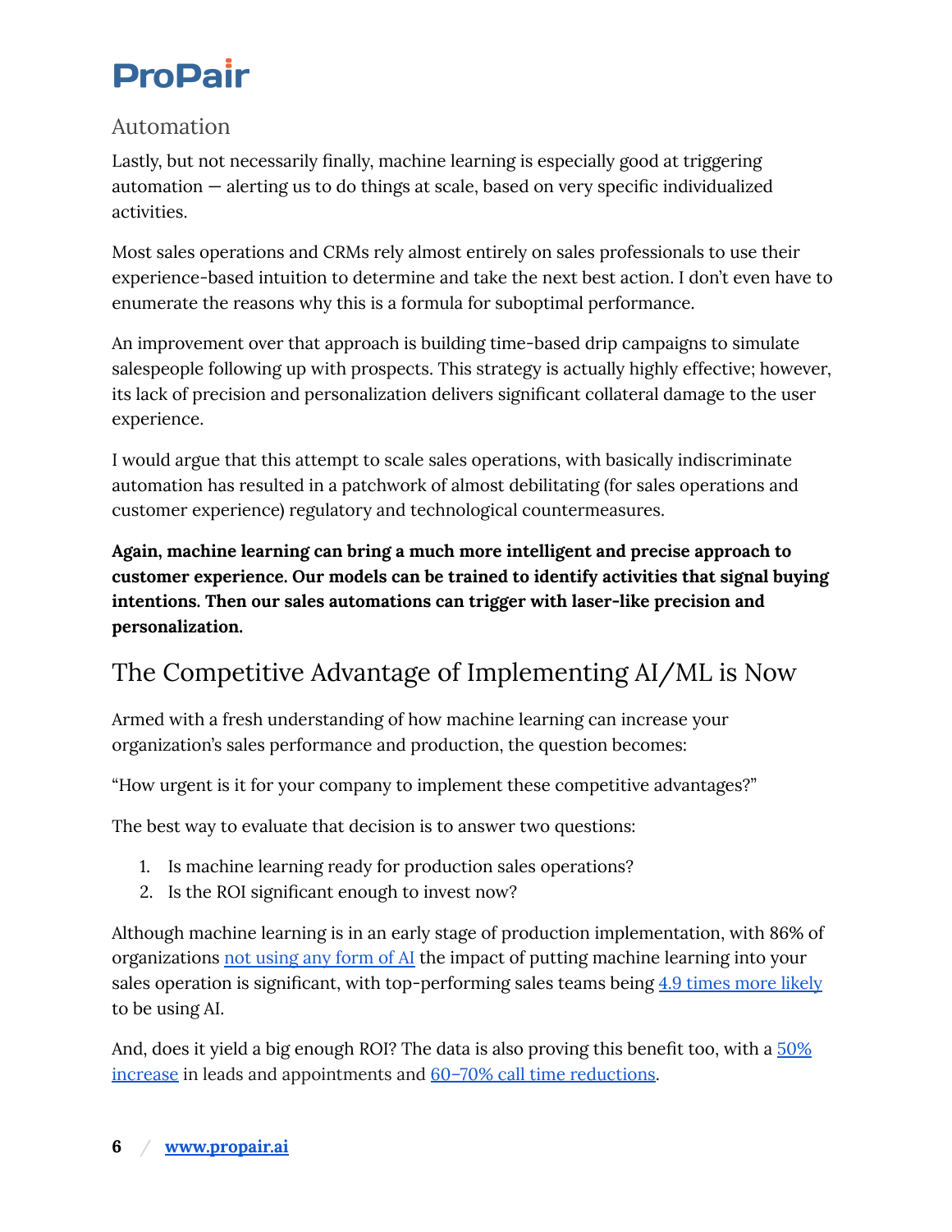### Automation

Lastly, but not necessarily finally, machine learning is especially good at triggering automation — alerting us to do things at scale, based on very specific individualized activities.

Most sales operations and CRMs rely almost entirely on sales professionals to use their experience-based intuition to determine and take the next best action. I don't even have to enumerate the reasons why this is a formula for suboptimal performance.

An improvement over that approach is building time-based drip campaigns to simulate salespeople following up with prospects. This strategy is actually highly effective; however, its lack of precision and personalization delivers significant collateral damage to the user experience.

I would argue that this attempt to scale sales operations, with basically indiscriminate automation has resulted in a patchwork of almost debilitating (for sales operations and customer experience) regulatory and technological countermeasures.

**Again, machine learning can bring a much more intelligent and precise approach to customer experience. Our models can be trained to identify activities that signal buying intentions. Then our sales automations can trigger with laser-like precision and personalization.**

## The Competitive Advantage of Implementing AI/ML is Now

Armed with a fresh understanding of how machine learning can increase your organization's sales performance and production, the question becomes:

"How urgent is it for your company to implement these competitive advantages?"

The best way to evaluate that decision is to answer two questions:

1. Is machine learning ready for production sales operations?
2. Is the ROI significant enough to invest now?

Although machine learning is in an early stage of production implementation, with 86% of organizations not using any form of AI the impact of putting machine learning into your sales operation is significant, with top-performing sales teams being 4.9 times more likely to be using AI.

And, does it yield a big enough ROI? The data is also proving this benefit too, with a 50% increase in leads and appointments and 60–70% call time reductions.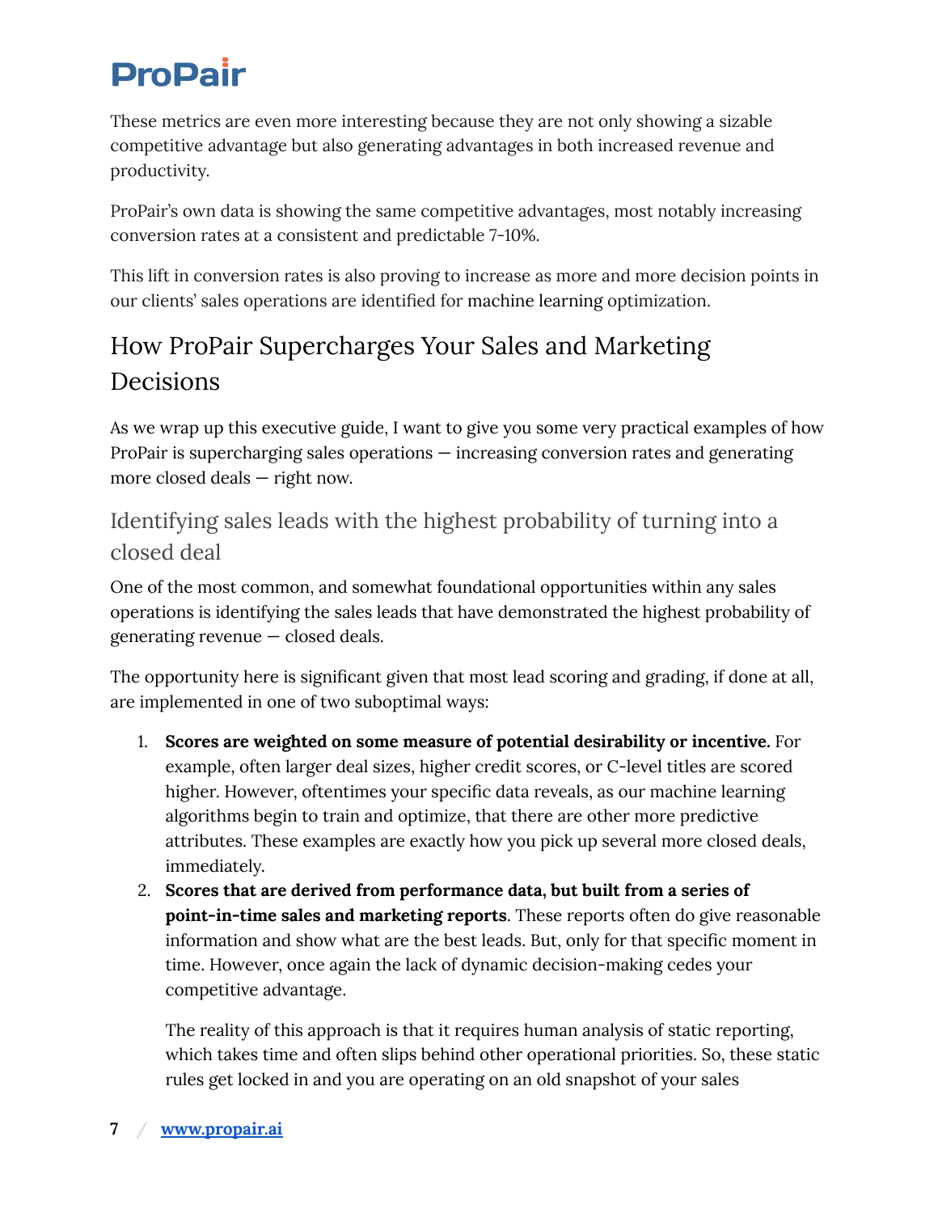These metrics are even more interesting because they are not only showing a sizable competitive advantage but also generating advantages in both increased revenue and productivity.

ProPair's own data is showing the same competitive advantages, most notably increasing conversion rates at a consistent and predictable 7-10%.

This lift in conversion rates is also proving to increase as more and more decision points in our clients' sales operations are identified for machine learning optimization.

## How ProPair Supercharges Your Sales and Marketing Decisions

As we wrap up this executive guide, I want to give you some very practical examples of how ProPair is supercharging sales operations — increasing conversion rates and generating more closed deals — right now.

### Identifying sales leads with the highest probability of turning into a closed deal

One of the most common, and somewhat foundational opportunities within any sales operations is identifying the sales leads that have demonstrated the highest probability of generating revenue — closed deals.

The opportunity here is significant given that most lead scoring and grading, if done at all, are implemented in one of two suboptimal ways:

1. **Scores are weighted on some measure of potential desirability or incentive.** For example, often larger deal sizes, higher credit scores, or C-level titles are scored higher. However, oftentimes your specific data reveals, as our machine learning algorithms begin to train and optimize, that there are other more predictive attributes. These examples are exactly how you pick up several more closed deals, immediately.
2. **Scores that are derived from performance data, but built from a series of point-in-time sales and marketing reports**. These reports often do give reasonable information and show what are the best leads. But, only for that specific moment in time. However, once again the lack of dynamic decision-making cedes your competitive advantage.

   The reality of this approach is that it requires human analysis of static reporting, which takes time and often slips behind other operational priorities. So, these static rules get locked in and you are operating on an old snapshot of your sales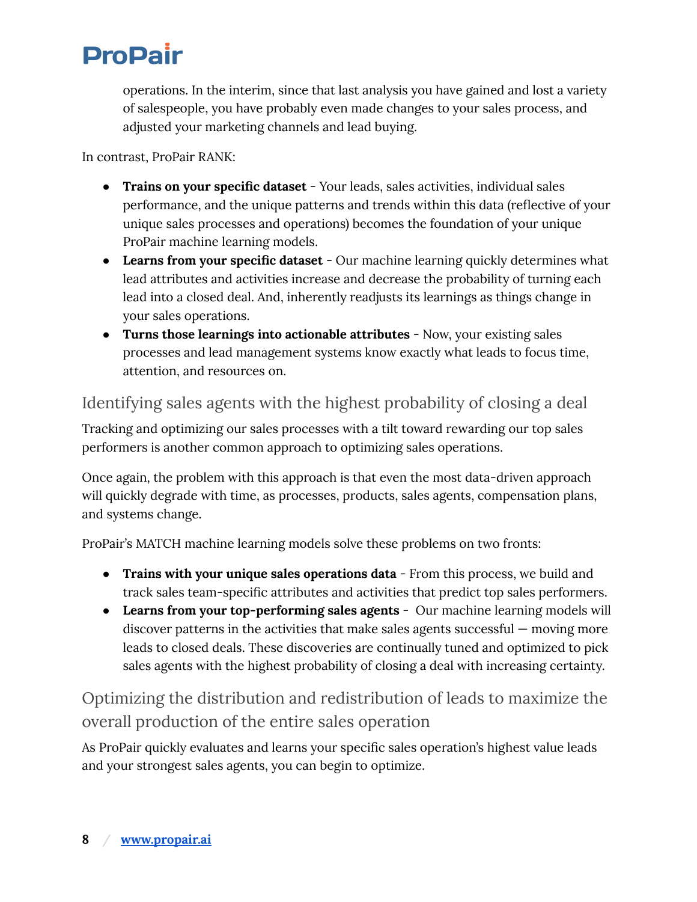operations. In the interim, since that last analysis you have gained and lost a variety of salespeople, you have probably even made changes to your sales process, and adjusted your marketing channels and lead buying.

In contrast, ProPair RANK:

- **Trains on your specific dataset** - Your leads, sales activities, individual sales performance, and the unique patterns and trends within this data (reflective of your unique sales processes and operations) becomes the foundation of your unique ProPair machine learning models.
- **Learns from your specific dataset** - Our machine learning quickly determines what lead attributes and activities increase and decrease the probability of turning each lead into a closed deal. And, inherently readjusts its learnings as things change in your sales operations.
- **Turns those learnings into actionable attributes** - Now, your existing sales processes and lead management systems know exactly what leads to focus time, attention, and resources on.

## Identifying sales agents with the highest probability of closing a deal

Tracking and optimizing our sales processes with a tilt toward rewarding our top sales performers is another common approach to optimizing sales operations.

Once again, the problem with this approach is that even the most data-driven approach will quickly degrade with time, as processes, products, sales agents, compensation plans, and systems change.

ProPair's MATCH machine learning models solve these problems on two fronts:

- **Trains with your unique sales operations data** - From this process, we build and track sales team-specific attributes and activities that predict top sales performers.
- **Learns from your top-performing sales agents** - Our machine learning models will discover patterns in the activities that make sales agents successful — moving more leads to closed deals. These discoveries are continually tuned and optimized to pick sales agents with the highest probability of closing a deal with increasing certainty.

## Optimizing the distribution and redistribution of leads to maximize the overall production of the entire sales operation

As ProPair quickly evaluates and learns your specific sales operation's highest value leads and your strongest sales agents, you can begin to optimize.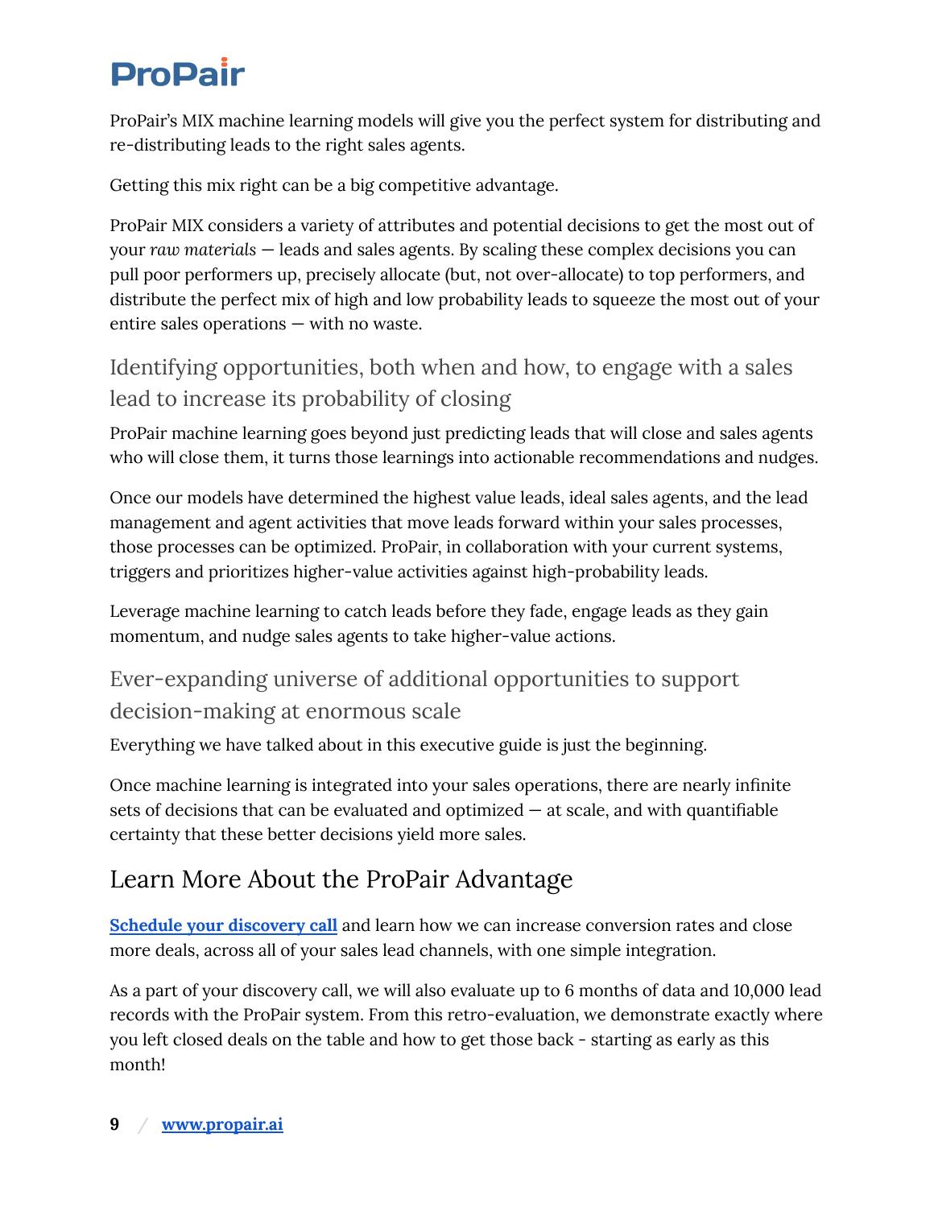ProPair's MIX machine learning models will give you the perfect system for distributing and re-distributing leads to the right sales agents.

Getting this mix right can be a big competitive advantage.

ProPair MIX considers a variety of attributes and potential decisions to get the most out of your *raw materials* — leads and sales agents. By scaling these complex decisions you can pull poor performers up, precisely allocate (but, not over-allocate) to top performers, and distribute the perfect mix of high and low probability leads to squeeze the most out of your entire sales operations — with no waste.

### Identifying opportunities, both when and how, to engage with a sales lead to increase its probability of closing

ProPair machine learning goes beyond just predicting leads that will close and sales agents who will close them, it turns those learnings into actionable recommendations and nudges.

Once our models have determined the highest value leads, ideal sales agents, and the lead management and agent activities that move leads forward within your sales processes, those processes can be optimized. ProPair, in collaboration with your current systems, triggers and prioritizes higher-value activities against high-probability leads.

Leverage machine learning to catch leads before they fade, engage leads as they gain momentum, and nudge sales agents to take higher-value actions.

### Ever-expanding universe of additional opportunities to support decision-making at enormous scale

Everything we have talked about in this executive guide is just the beginning.

Once machine learning is integrated into your sales operations, there are nearly infinite sets of decisions that can be evaluated and optimized — at scale, and with quantifiable certainty that these better decisions yield more sales.

## Learn More About the ProPair Advantage

**Schedule your discovery call** and learn how we can increase conversion rates and close more deals, across all of your sales lead channels, with one simple integration.

As a part of your discovery call, we will also evaluate up to 6 months of data and 10,000 lead records with the ProPair system. From this retro-evaluation, we demonstrate exactly where you left closed deals on the table and how to get those back - starting as early as this month!